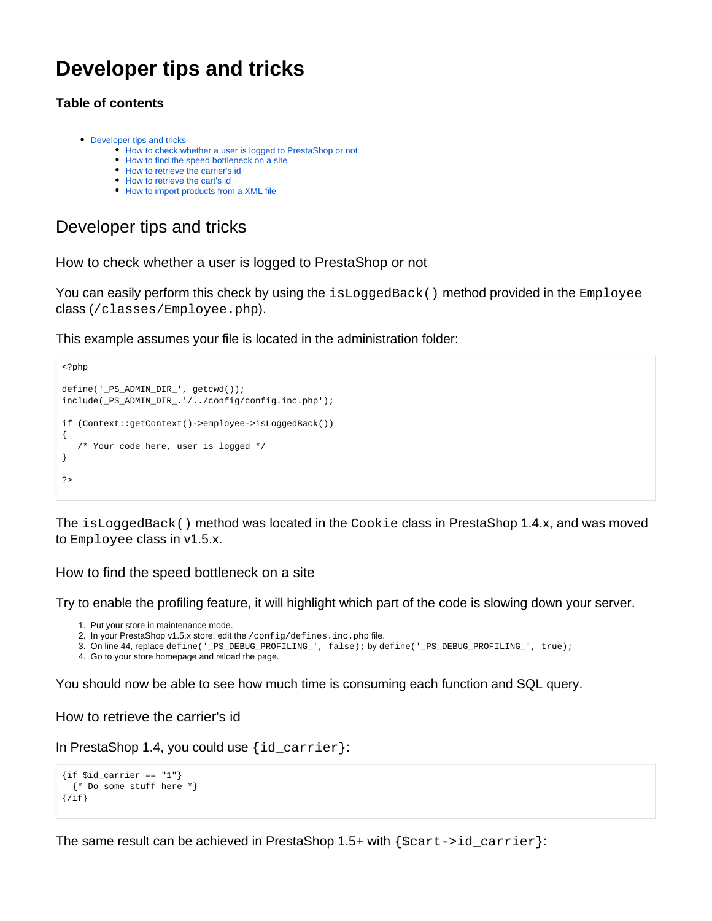# Developer tips and tricks

### Table of contents

- Developer tips and tricks
  - How to check whether a user is logged to PrestaShop or not
  - How to find the speed bottleneck on a site
  - How to retrieve the carrier's id
  - How to retrieve the cart's id
  - How to import products from a XML file

## Developer tips and tricks

### How to check whether a user is logged to PrestaShop or not

You can easily perform this check by using the `isLoggedBack()` method provided in the `Employee` class (`/classes/Employee.php`).

This example assumes your file is located in the administration folder:

```
<?php

define('_PS_ADMIN_DIR_', getcwd());
include(_PS_ADMIN_DIR_.'/../config/config.inc.php');

if (Context::getContext()->employee->isLoggedBack())
{
   /* Your code here, user is logged */
}

?>
```

The `isLoggedBack()` method was located in the `Cookie` class in PrestaShop 1.4.x, and was moved to `Employee` class in v1.5.x.

### How to find the speed bottleneck on a site

Try to enable the profiling feature, it will highlight which part of the code is slowing down your server.

1. Put your store in maintenance mode.
2. In your PrestaShop v1.5.x store, edit the `/config/defines.inc.php` file.
3. On line 44, replace `define('_PS_DEBUG_PROFILING_', false);` by `define('_PS_DEBUG_PROFILING_', true);`
4. Go to your store homepage and reload the page.

You should now be able to see how much time is consuming each function and SQL query.

### How to retrieve the carrier's id

In PrestaShop 1.4, you could use `{id_carrier}`:

```
{if $id_carrier == "1"}
  {* Do some stuff here *}
{/if}
```

The same result can be achieved in PrestaShop 1.5+ with `{$cart->id_carrier}`: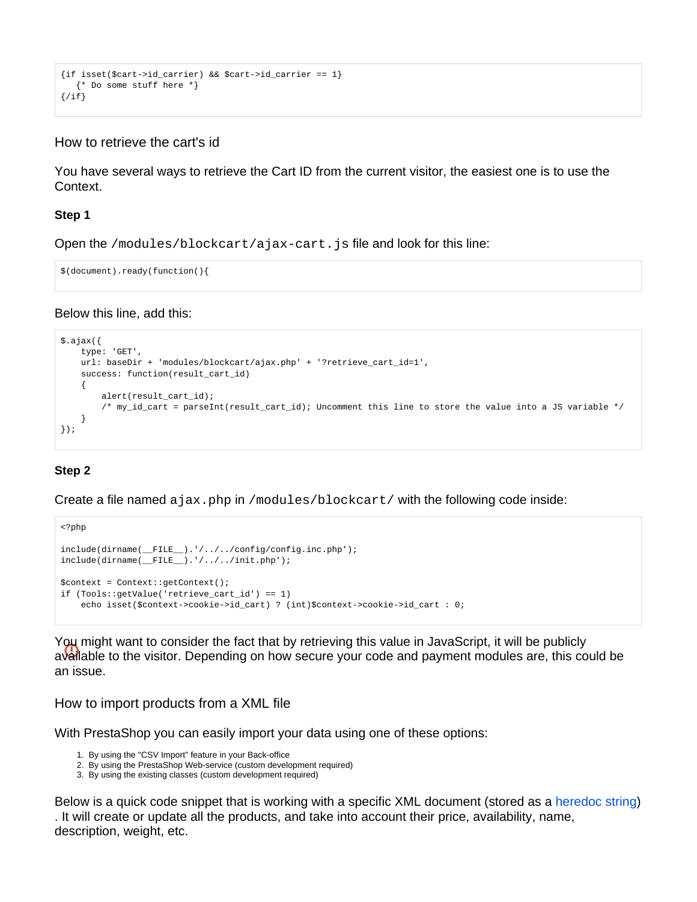```
{if isset($cart->id_carrier) && $cart->id_carrier == 1}
   {* Do some stuff here *}
{/if}
```

## How to retrieve the cart's id

You have several ways to retrieve the Cart ID from the current visitor, the easiest one is to use the Context.

**Step 1**

Open the `/modules/blockcart/ajax-cart.js` file and look for this line:

```
$(document).ready(function(){
```

Below this line, add this:

```
$.ajax({
    type: 'GET',
    url: baseDir + 'modules/blockcart/ajax.php' + '?retrieve_cart_id=1',
    success: function(result_cart_id)
    {
        alert(result_cart_id);
        /* my_id_cart = parseInt(result_cart_id); Uncomment this line to store the value into a JS variable */
    }
});
```

**Step 2**

Create a file named `ajax.php` in `/modules/blockcart/` with the following code inside:

```
<?php

include(dirname(__FILE__).'/../../config/config.inc.php');
include(dirname(__FILE__).'/../../init.php');

$context = Context::getContext();
if (Tools::getValue('retrieve_cart_id') == 1)
    echo isset($context->cookie->id_cart) ? (int)$context->cookie->id_cart : 0;
```

You might want to consider the fact that by retrieving this value in JavaScript, it will be publicly available to the visitor. Depending on how secure your code and payment modules are, this could be an issue.

## How to import products from a XML file

With PrestaShop you can easily import your data using one of these options:

1. By using the "CSV Import" feature in your Back-office
2. By using the PrestaShop Web-service (custom development required)
3. By using the existing classes (custom development required)

Below is a quick code snippet that is working with a specific XML document (stored as a heredoc string) . It will create or update all the products, and take into account their price, availability, name, description, weight, etc.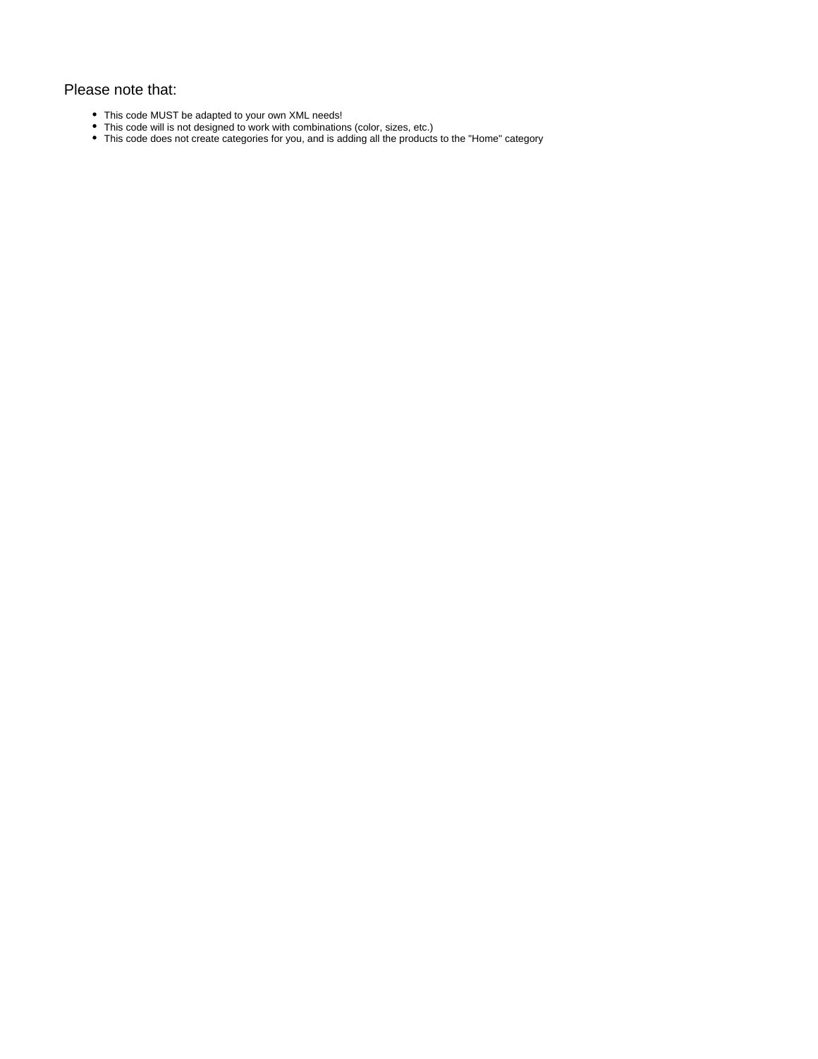### Please note that:

- This code MUST be adapted to your own XML needs!
- This code will is not designed to work with combinations (color, sizes, etc.)
- This code does not create categories for you, and is adding all the products to the "Home" category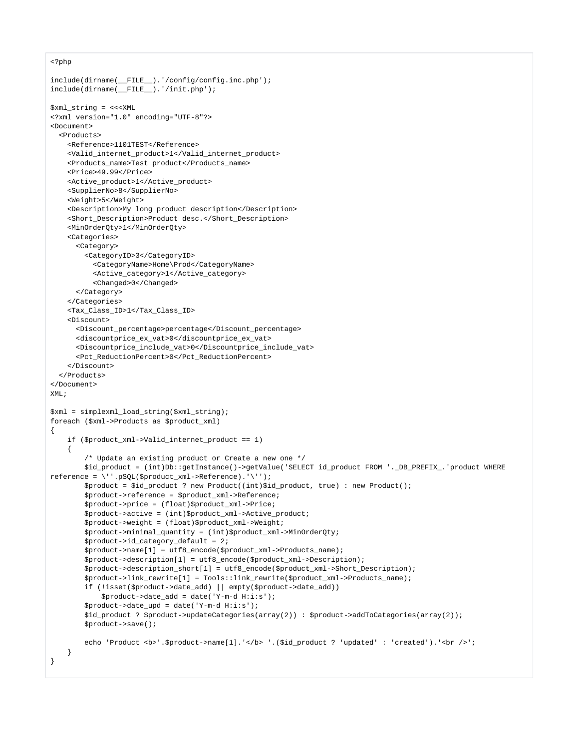```php
<?php

include(dirname(__FILE__).'/config/config.inc.php');
include(dirname(__FILE__).'/init.php');

$xml_string = <<<XML
<?xml version="1.0" encoding="UTF-8"?>
<Document>
  <Products>
    <Reference>1101TEST</Reference>
    <Valid_internet_product>1</Valid_internet_product>
    <Products_name>Test product</Products_name>
    <Price>49.99</Price>
    <Active_product>1</Active_product>
    <SupplierNo>8</SupplierNo>
    <Weight>5</Weight>
    <Description>My long product description</Description>
    <Short_Description>Product desc.</Short_Description>
    <MinOrderQty>1</MinOrderQty>
    <Categories>
      <Category>
        <CategoryID>3</CategoryID>
          <CategoryName>Home\Prod</CategoryName>
          <Active_category>1</Active_category>
          <Changed>0</Changed>
      </Category>
    </Categories>
    <Tax_Class_ID>1</Tax_Class_ID>
    <Discount>
      <Discount_percentage>percentage</Discount_percentage>
      <discountprice_ex_vat>0</discountprice_ex_vat>
      <Discountprice_include_vat>0</Discountprice_include_vat>
      <Pct_ReductionPercent>0</Pct_ReductionPercent>
    </Discount>
  </Products>
</Document>
XML;

$xml = simplexml_load_string($xml_string);
foreach ($xml->Products as $product_xml)
{
    if ($product_xml->Valid_internet_product == 1)
    {
        /* Update an existing product or Create a new one */
        $id_product = (int)Db::getInstance()->getValue('SELECT id_product FROM '._DB_PREFIX_.'product WHERE
reference = \''.pSQL($product_xml->Reference).'\'');
        $product = $id_product ? new Product((int)$id_product, true) : new Product();
        $product->reference = $product_xml->Reference;
        $product->price = (float)$product_xml->Price;
        $product->active = (int)$product_xml->Active_product;
        $product->weight = (float)$product_xml->Weight;
        $product->minimal_quantity = (int)$product_xml->MinOrderQty;
        $product->id_category_default = 2;
        $product->name[1] = utf8_encode($product_xml->Products_name);
        $product->description[1] = utf8_encode($product_xml->Description);
        $product->description_short[1] = utf8_encode($product_xml->Short_Description);
        $product->link_rewrite[1] = Tools::link_rewrite($product_xml->Products_name);
        if (!isset($product->date_add) || empty($product->date_add))
            $product->date_add = date('Y-m-d H:i:s');
        $product->date_upd = date('Y-m-d H:i:s');
        $id_product ? $product->updateCategories(array(2)) : $product->addToCategories(array(2));
        $product->save();

        echo 'Product <b>'.$product->name[1].'</b> '.($id_product ? 'updated' : 'created').'<br />';
    }
}
```